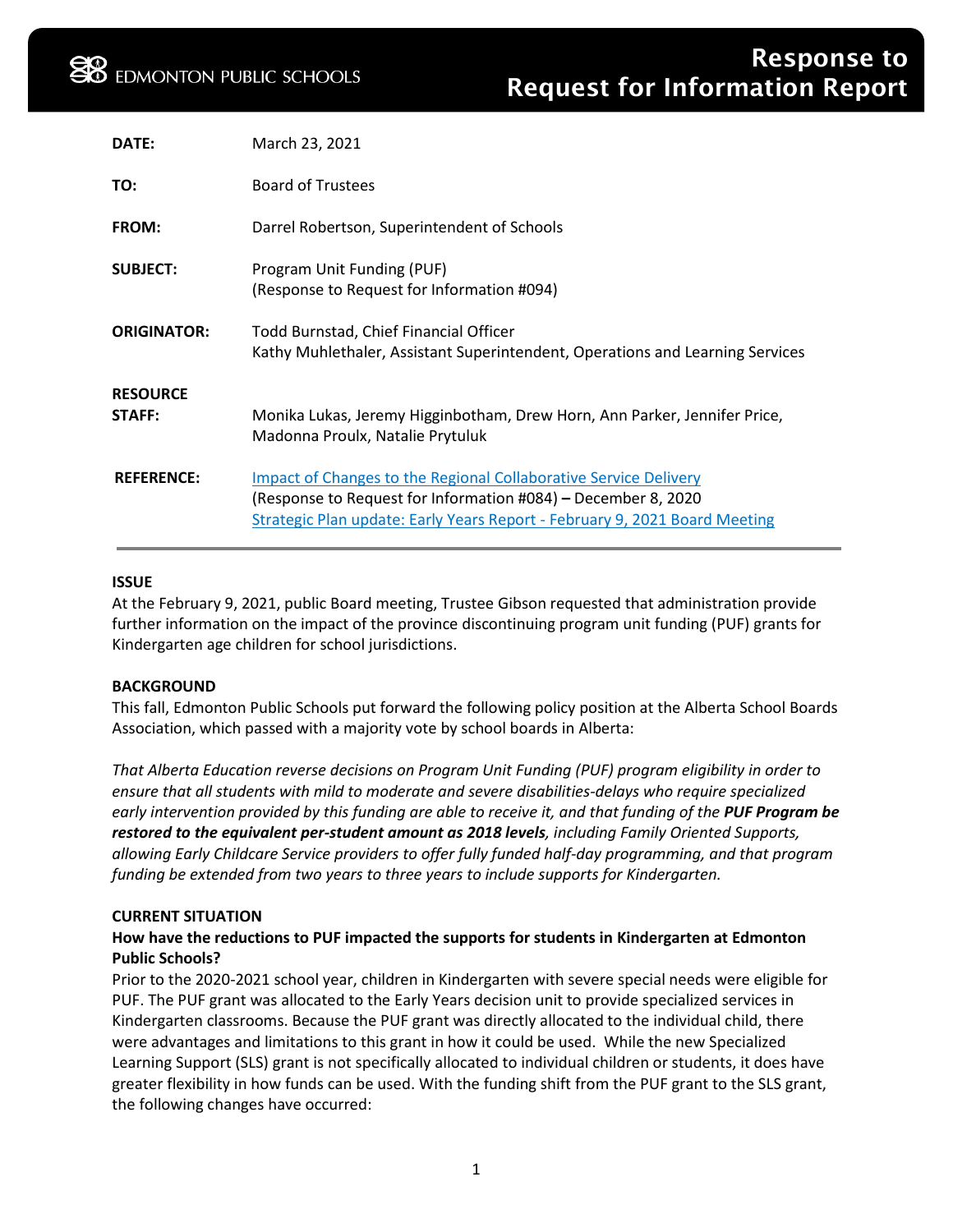EDMONTON PUBLIC SCHOOLS

# Response to Request for Information Report

| | |
|---|---|
| **DATE:** | March 23, 2021 |
| **TO:** | Board of Trustees |
| **FROM:** | Darrel Robertson, Superintendent of Schools |
| **SUBJECT:** | Program Unit Funding (PUF)<br>(Response to Request for Information #094) |
| **ORIGINATOR:** | Todd Burnstad, Chief Financial Officer<br>Kathy Muhlethaler, Assistant Superintendent, Operations and Learning Services |
| **RESOURCE STAFF:** | Monika Lukas, Jeremy Higginbotham, Drew Horn, Ann Parker, Jennifer Price, Madonna Proulx, Natalie Prytuluk |
| **REFERENCE:** | Impact of Changes to the Regional Collaborative Service Delivery<br>(Response to Request for Information #084) **–** December 8, 2020<br>Strategic Plan update: Early Years Report - February 9, 2021 Board Meeting |

**ISSUE**

At the February 9, 2021, public Board meeting, Trustee Gibson requested that administration provide further information on the impact of the province discontinuing program unit funding (PUF) grants for Kindergarten age children for school jurisdictions.

**BACKGROUND**

This fall, Edmonton Public Schools put forward the following policy position at the Alberta School Boards Association, which passed with a majority vote by school boards in Alberta:

*That Alberta Education reverse decisions on Program Unit Funding (PUF) program eligibility in order to ensure that all students with mild to moderate and severe disabilities-delays who require specialized early intervention provided by this funding are able to receive it, and that funding of the* ***PUF Program be restored to the equivalent per-student amount as 2018 levels****, including Family Oriented Supports, allowing Early Childcare Service providers to offer fully funded half-day programming, and that program funding be extended from two years to three years to include supports for Kindergarten.*

**CURRENT SITUATION**

**How have the reductions to PUF impacted the supports for students in Kindergarten at Edmonton Public Schools?**

Prior to the 2020-2021 school year, children in Kindergarten with severe special needs were eligible for PUF. The PUF grant was allocated to the Early Years decision unit to provide specialized services in Kindergarten classrooms. Because the PUF grant was directly allocated to the individual child, there were advantages and limitations to this grant in how it could be used. While the new Specialized Learning Support (SLS) grant is not specifically allocated to individual children or students, it does have greater flexibility in how funds can be used. With the funding shift from the PUF grant to the SLS grant, the following changes have occurred: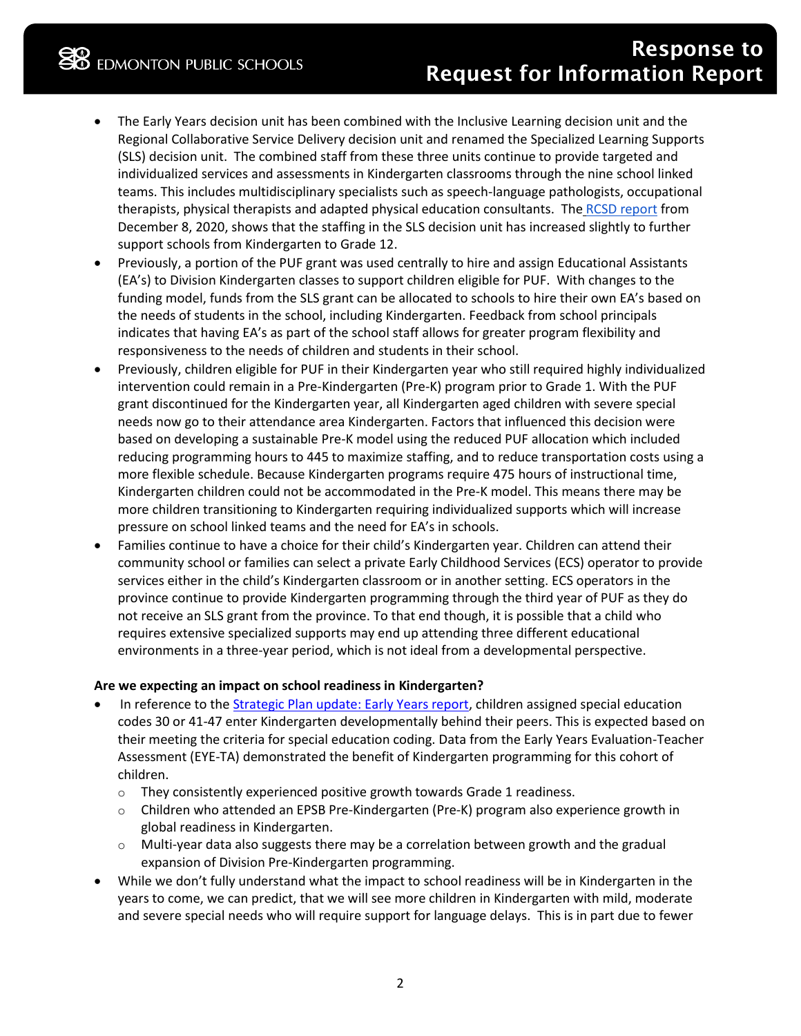- The Early Years decision unit has been combined with the Inclusive Learning decision unit and the Regional Collaborative Service Delivery decision unit and renamed the Specialized Learning Supports (SLS) decision unit. The combined staff from these three units continue to provide targeted and individualized services and assessments in Kindergarten classrooms through the nine school linked teams. This includes multidisciplinary specialists such as speech-language pathologists, occupational therapists, physical therapists and adapted physical education consultants. The RCSD report from December 8, 2020, shows that the staffing in the SLS decision unit has increased slightly to further support schools from Kindergarten to Grade 12.
- Previously, a portion of the PUF grant was used centrally to hire and assign Educational Assistants (EA's) to Division Kindergarten classes to support children eligible for PUF. With changes to the funding model, funds from the SLS grant can be allocated to schools to hire their own EA's based on the needs of students in the school, including Kindergarten. Feedback from school principals indicates that having EA's as part of the school staff allows for greater program flexibility and responsiveness to the needs of children and students in their school.
- Previously, children eligible for PUF in their Kindergarten year who still required highly individualized intervention could remain in a Pre-Kindergarten (Pre-K) program prior to Grade 1. With the PUF grant discontinued for the Kindergarten year, all Kindergarten aged children with severe special needs now go to their attendance area Kindergarten. Factors that influenced this decision were based on developing a sustainable Pre-K model using the reduced PUF allocation which included reducing programming hours to 445 to maximize staffing, and to reduce transportation costs using a more flexible schedule. Because Kindergarten programs require 475 hours of instructional time, Kindergarten children could not be accommodated in the Pre-K model. This means there may be more children transitioning to Kindergarten requiring individualized supports which will increase pressure on school linked teams and the need for EA's in schools.
- Families continue to have a choice for their child's Kindergarten year. Children can attend their community school or families can select a private Early Childhood Services (ECS) operator to provide services either in the child's Kindergarten classroom or in another setting. ECS operators in the province continue to provide Kindergarten programming through the third year of PUF as they do not receive an SLS grant from the province. To that end though, it is possible that a child who requires extensive specialized supports may end up attending three different educational environments in a three-year period, which is not ideal from a developmental perspective.

**Are we expecting an impact on school readiness in Kindergarten?**

- In reference to the Strategic Plan update: Early Years report, children assigned special education codes 30 or 41-47 enter Kindergarten developmentally behind their peers. This is expected based on their meeting the criteria for special education coding. Data from the Early Years Evaluation-Teacher Assessment (EYE-TA) demonstrated the benefit of Kindergarten programming for this cohort of children.
  - They consistently experienced positive growth towards Grade 1 readiness.
  - Children who attended an EPSB Pre-Kindergarten (Pre-K) program also experience growth in global readiness in Kindergarten.
  - Multi-year data also suggests there may be a correlation between growth and the gradual expansion of Division Pre-Kindergarten programming.
- While we don't fully understand what the impact to school readiness will be in Kindergarten in the years to come, we can predict, that we will see more children in Kindergarten with mild, moderate and severe special needs who will require support for language delays. This is in part due to fewer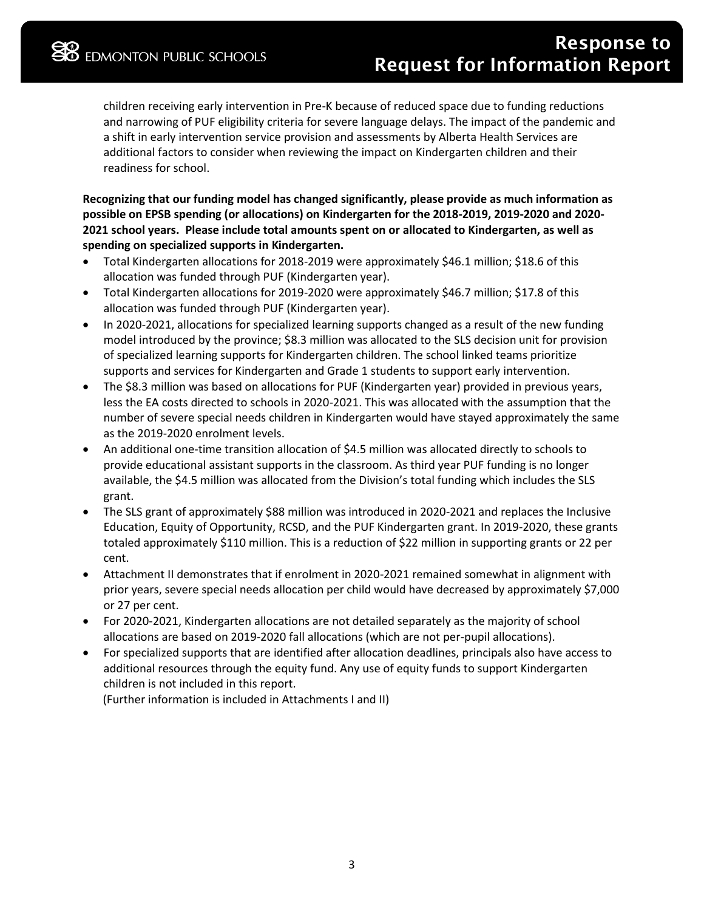children receiving early intervention in Pre-K because of reduced space due to funding reductions and narrowing of PUF eligibility criteria for severe language delays. The impact of the pandemic and a shift in early intervention service provision and assessments by Alberta Health Services are additional factors to consider when reviewing the impact on Kindergarten children and their readiness for school.

**Recognizing that our funding model has changed significantly, please provide as much information as possible on EPSB spending (or allocations) on Kindergarten for the 2018-2019, 2019-2020 and 2020-2021 school years. Please include total amounts spent on or allocated to Kindergarten, as well as spending on specialized supports in Kindergarten.**

- Total Kindergarten allocations for 2018-2019 were approximately $46.1 million; $18.6 of this allocation was funded through PUF (Kindergarten year).
- Total Kindergarten allocations for 2019-2020 were approximately $46.7 million; $17.8 of this allocation was funded through PUF (Kindergarten year).
- In 2020-2021, allocations for specialized learning supports changed as a result of the new funding model introduced by the province; $8.3 million was allocated to the SLS decision unit for provision of specialized learning supports for Kindergarten children. The school linked teams prioritize supports and services for Kindergarten and Grade 1 students to support early intervention.
- The $8.3 million was based on allocations for PUF (Kindergarten year) provided in previous years, less the EA costs directed to schools in 2020-2021. This was allocated with the assumption that the number of severe special needs children in Kindergarten would have stayed approximately the same as the 2019-2020 enrolment levels.
- An additional one-time transition allocation of $4.5 million was allocated directly to schools to provide educational assistant supports in the classroom. As third year PUF funding is no longer available, the $4.5 million was allocated from the Division's total funding which includes the SLS grant.
- The SLS grant of approximately $88 million was introduced in 2020-2021 and replaces the Inclusive Education, Equity of Opportunity, RCSD, and the PUF Kindergarten grant. In 2019-2020, these grants totaled approximately $110 million. This is a reduction of $22 million in supporting grants or 22 per cent.
- Attachment II demonstrates that if enrolment in 2020-2021 remained somewhat in alignment with prior years, severe special needs allocation per child would have decreased by approximately $7,000 or 27 per cent.
- For 2020-2021, Kindergarten allocations are not detailed separately as the majority of school allocations are based on 2019-2020 fall allocations (which are not per-pupil allocations).
- For specialized supports that are identified after allocation deadlines, principals also have access to additional resources through the equity fund. Any use of equity funds to support Kindergarten children is not included in this report.
  (Further information is included in Attachments I and II)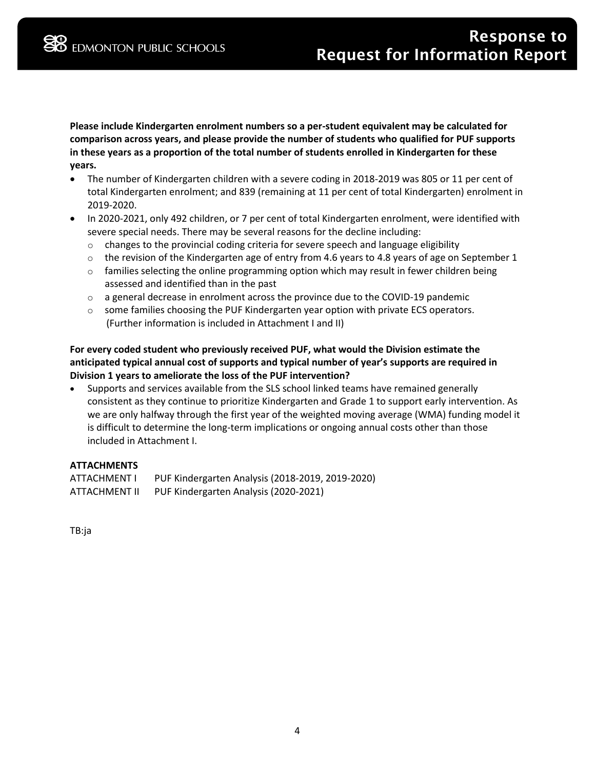**Please include Kindergarten enrolment numbers so a per-student equivalent may be calculated for comparison across years, and please provide the number of students who qualified for PUF supports in these years as a proportion of the total number of students enrolled in Kindergarten for these years.**

- The number of Kindergarten children with a severe coding in 2018-2019 was 805 or 11 per cent of total Kindergarten enrolment; and 839 (remaining at 11 per cent of total Kindergarten) enrolment in 2019-2020.
- In 2020-2021, only 492 children, or 7 per cent of total Kindergarten enrolment, were identified with severe special needs. There may be several reasons for the decline including:
  - changes to the provincial coding criteria for severe speech and language eligibility
  - the revision of the Kindergarten age of entry from 4.6 years to 4.8 years of age on September 1
  - families selecting the online programming option which may result in fewer children being assessed and identified than in the past
  - a general decrease in enrolment across the province due to the COVID-19 pandemic
  - some families choosing the PUF Kindergarten year option with private ECS operators. (Further information is included in Attachment I and II)

**For every coded student who previously received PUF, what would the Division estimate the anticipated typical annual cost of supports and typical number of year's supports are required in Division 1 years to ameliorate the loss of the PUF intervention?**

- Supports and services available from the SLS school linked teams have remained generally consistent as they continue to prioritize Kindergarten and Grade 1 to support early intervention. As we are only halfway through the first year of the weighted moving average (WMA) funding model it is difficult to determine the long-term implications or ongoing annual costs other than those included in Attachment I.

**ATTACHMENTS**

ATTACHMENT I PUF Kindergarten Analysis (2018-2019, 2019-2020)
ATTACHMENT II PUF Kindergarten Analysis (2020-2021)

TB:ja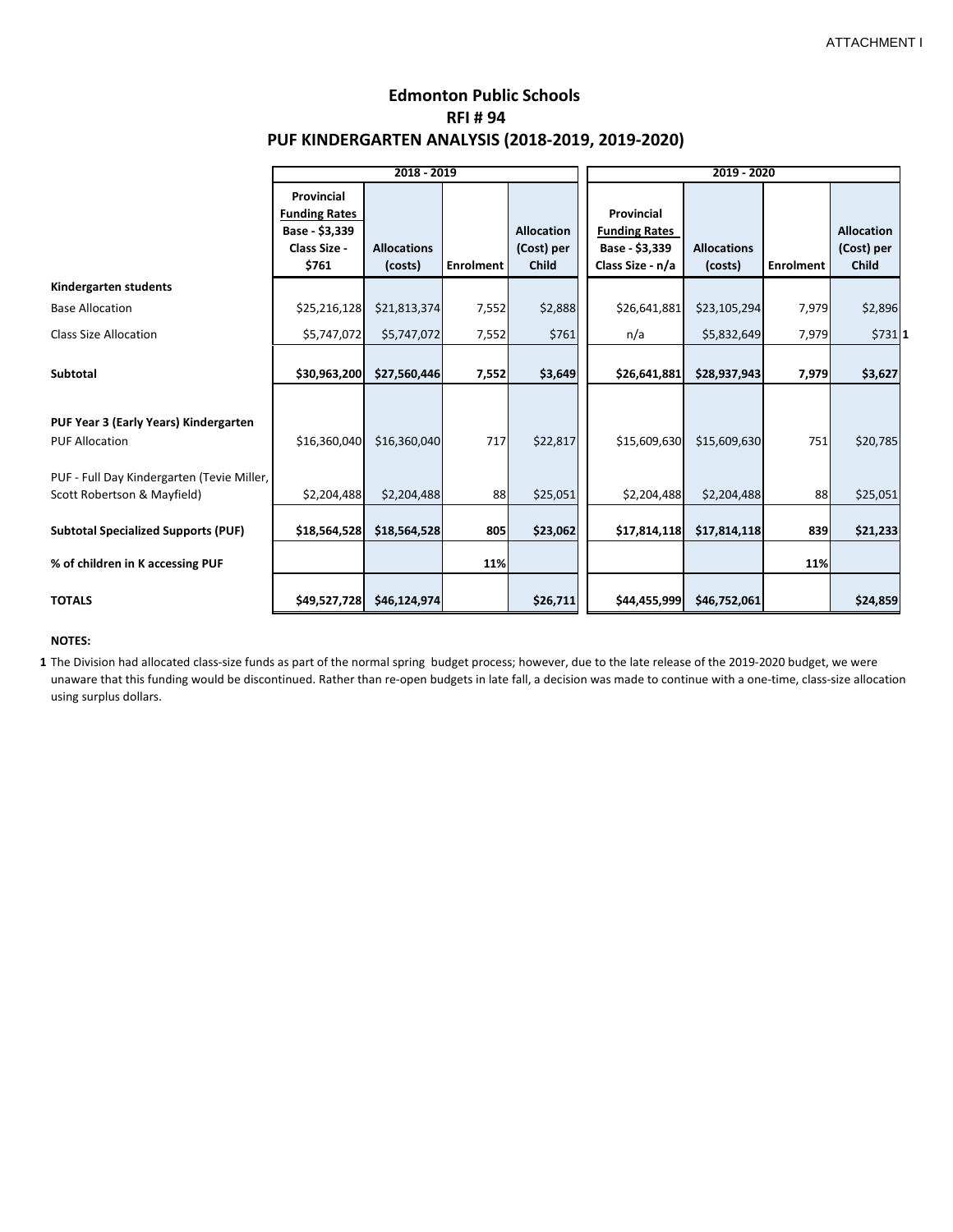ATTACHMENT I

# Edmonton Public Schools
## RFI # 94
## PUF KINDERGARTEN ANALYSIS (2018-2019, 2019-2020)

| | 2018 - 2019 | | | | 2019 - 2020 | | | |
|---|---|---|---|---|---|---|---|---|
| | **Provincial Funding Rates Base - $3,339 Class Size - $761** | **Allocations (costs)** | **Enrolment** | **Allocation (Cost) per Child** | **Provincial Funding Rates Base - $3,339 Class Size - n/a** | **Allocations (costs)** | **Enrolment** | **Allocation (Cost) per Child** |
| **Kindergarten students** | | | | | | | | |
| Base Allocation | $25,216,128 | $21,813,374 | 7,552 | $2,888 | $26,641,881 | $23,105,294 | 7,979 | $2,896 |
| Class Size Allocation | $5,747,072 | $5,747,072 | 7,552 | $761 | n/a | $5,832,649 | 7,979 | $731 **1** |
| **Subtotal** | **$30,963,200** | **$27,560,446** | **7,552** | **$3,649** | **$26,641,881** | **$28,937,943** | **7,979** | **$3,627** |
| **PUF Year 3 (Early Years) Kindergarten** | | | | | | | | |
| PUF Allocation | $16,360,040 | $16,360,040 | 717 | $22,817 | $15,609,630 | $15,609,630 | 751 | $20,785 |
| PUF - Full Day Kindergarten (Tevie Miller, Scott Robertson & Mayfield) | $2,204,488 | $2,204,488 | 88 | $25,051 | $2,204,488 | $2,204,488 | 88 | $25,051 |
| **Subtotal Specialized Supports (PUF)** | **$18,564,528** | **$18,564,528** | **805** | **$23,062** | **$17,814,118** | **$17,814,118** | **839** | **$21,233** |
| **% of children in K accessing PUF** | | | **11%** | | | | **11%** | |
| **TOTALS** | **$49,527,728** | **$46,124,974** | | **$26,711** | **$44,455,999** | **$46,752,061** | | **$24,859** |

**NOTES:**

**1** The Division had allocated class-size funds as part of the normal spring budget process; however, due to the late release of the 2019-2020 budget, we were unaware that this funding would be discontinued. Rather than re-open budgets in late fall, a decision was made to continue with a one-time, class-size allocation using surplus dollars.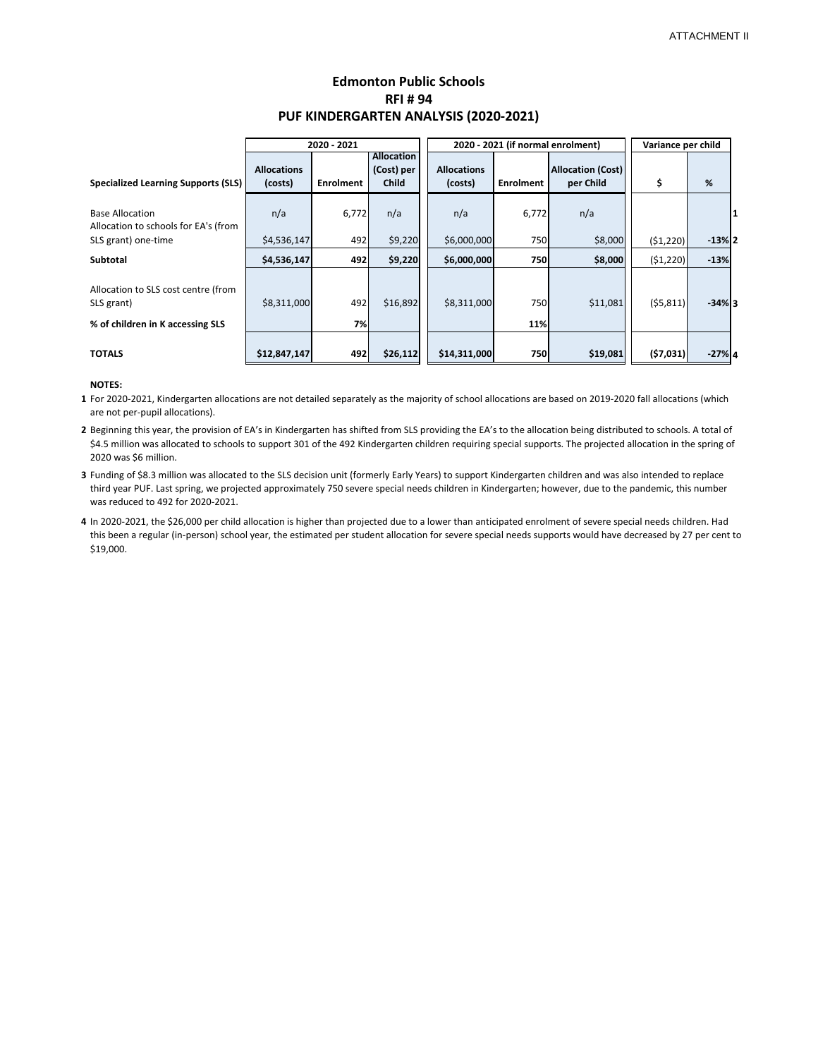ATTACHMENT II

# Edmonton Public Schools
## RFI # 94
## PUF KINDERGARTEN ANALYSIS (2020-2021)

| | 2020 - 2021 | | | 2020 - 2021 (if normal enrolment) | | | Variance per child | | |
|---|---|---|---|---|---|---|---|---|---|
| **Specialized Learning Supports (SLS)** | **Allocations (costs)** | **Enrolment** | **Allocation (Cost) per Child** | **Allocations (costs)** | **Enrolment** | **Allocation (Cost) per Child** | **$** | **%** | |
| Base Allocation | n/a | 6,772 | n/a | n/a | 6,772 | n/a | | | **1** |
| Allocation to schools for EA's (from SLS grant) one-time | $4,536,147 | 492 | $9,220 | $6,000,000 | 750 | $8,000 | ($1,220) | **-13%** | **2** |
| **Subtotal** | **$4,536,147** | **492** | **$9,220** | **$6,000,000** | **750** | **$8,000** | ($1,220) | **-13%** | |
| Allocation to SLS cost centre (from SLS grant) | $8,311,000 | 492 | $16,892 | $8,311,000 | 750 | $11,081 | ($5,811) | **-34%** | **3** |
| **% of children in K accessing SLS** | | **7%** | | | **11%** | | | | |
| **TOTALS** | **$12,847,147** | **492** | **$26,112** | **$14,311,000** | **750** | **$19,081** | **($7,031)** | **-27%** | **4** |

**NOTES:**

**1** For 2020-2021, Kindergarten allocations are not detailed separately as the majority of school allocations are based on 2019-2020 fall allocations (which are not per-pupil allocations).

**2** Beginning this year, the provision of EA's in Kindergarten has shifted from SLS providing the EA's to the allocation being distributed to schools. A total of $4.5 million was allocated to schools to support 301 of the 492 Kindergarten children requiring special supports. The projected allocation in the spring of 2020 was $6 million.

**3** Funding of $8.3 million was allocated to the SLS decision unit (formerly Early Years) to support Kindergarten children and was also intended to replace third year PUF. Last spring, we projected approximately 750 severe special needs children in Kindergarten; however, due to the pandemic, this number was reduced to 492 for 2020-2021.

**4** In 2020-2021, the $26,000 per child allocation is higher than projected due to a lower than anticipated enrolment of severe special needs children. Had this been a regular (in-person) school year, the estimated per student allocation for severe special needs supports would have decreased by 27 per cent to $19,000.